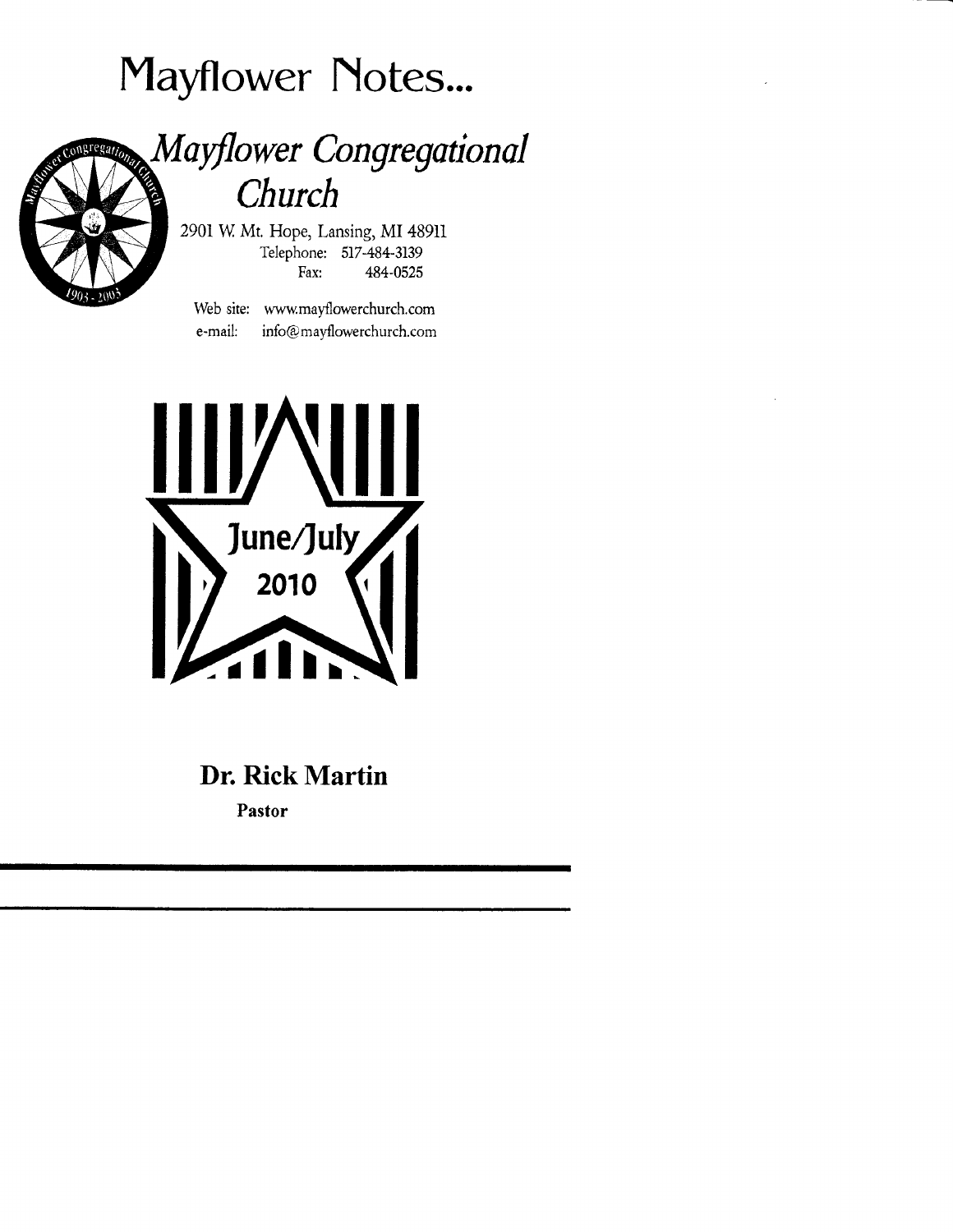# Mayflower Notes...

## *Mayflower Congregational Church*

2901 W. Mt. Hope, Lansing, MI 48911
Telephone: 517-484-3139
Fax: 484-0525

Web site: www.mayflowerchurch.com
e-mail: info@mayflowerchurch.com

June/July
2010

**Dr. Rick Martin**

**Pastor**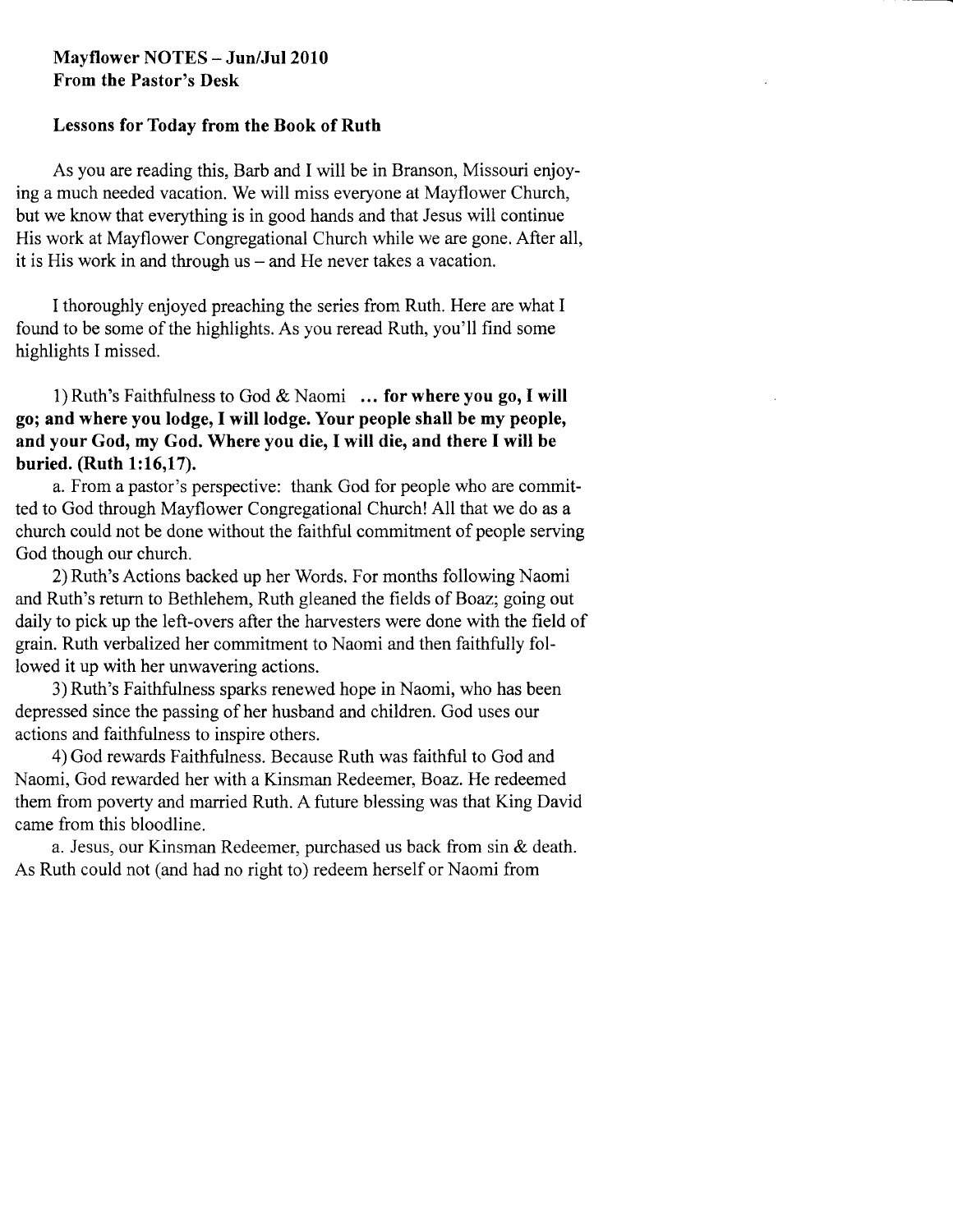**Mayflower NOTES – Jun/Jul 2010**
**From the Pastor's Desk**

## Lessons for Today from the Book of Ruth

As you are reading this, Barb and I will be in Branson, Missouri enjoying a much needed vacation. We will miss everyone at Mayflower Church, but we know that everything is in good hands and that Jesus will continue His work at Mayflower Congregational Church while we are gone. After all, it is His work in and through us – and He never takes a vacation.

I thoroughly enjoyed preaching the series from Ruth. Here are what I found to be some of the highlights. As you reread Ruth, you'll find some highlights I missed.

1) Ruth's Faithfulness to God & Naomi **... for where you go, I will go; and where you lodge, I will lodge. Your people shall be my people, and your God, my God. Where you die, I will die, and there I will be buried. (Ruth 1:16,17).**

a. From a pastor's perspective: thank God for people who are committed to God through Mayflower Congregational Church! All that we do as a church could not be done without the faithful commitment of people serving God though our church.

2) Ruth's Actions backed up her Words. For months following Naomi and Ruth's return to Bethlehem, Ruth gleaned the fields of Boaz; going out daily to pick up the left-overs after the harvesters were done with the field of grain. Ruth verbalized her commitment to Naomi and then faithfully followed it up with her unwavering actions.

3) Ruth's Faithfulness sparks renewed hope in Naomi, who has been depressed since the passing of her husband and children. God uses our actions and faithfulness to inspire others.

4) God rewards Faithfulness. Because Ruth was faithful to God and Naomi, God rewarded her with a Kinsman Redeemer, Boaz. He redeemed them from poverty and married Ruth. A future blessing was that King David came from this bloodline.

a. Jesus, our Kinsman Redeemer, purchased us back from sin & death. As Ruth could not (and had no right to) redeem herself or Naomi from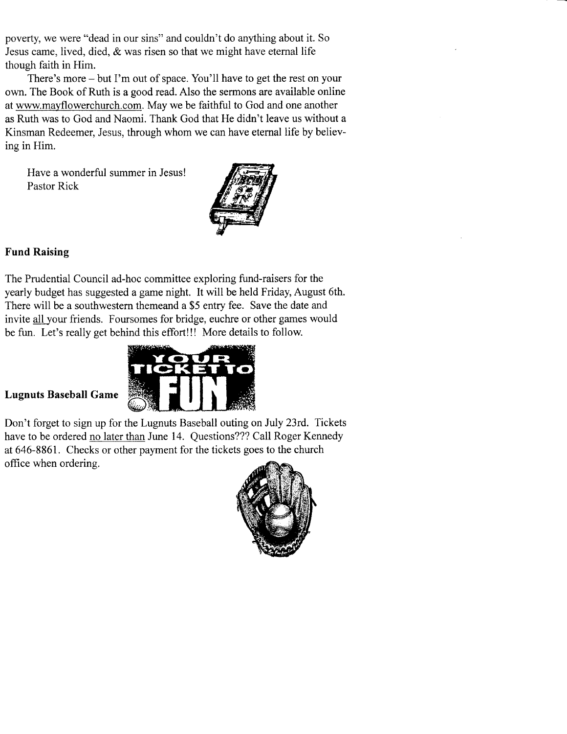poverty, we were "dead in our sins" and couldn't do anything about it. So Jesus came, lived, died, & was risen so that we might have eternal life though faith in Him.

There's more – but I'm out of space. You'll have to get the rest on your own. The Book of Ruth is a good read. Also the sermons are available online at www.mayflowerchurch.com. May we be faithful to God and one another as Ruth was to God and Naomi. Thank God that He didn't leave us without a Kinsman Redeemer, Jesus, through whom we can have eternal life by believing in Him.

Have a wonderful summer in Jesus!
Pastor Rick

**Fund Raising**

The Prudential Council ad-hoc committee exploring fund-raisers for the yearly budget has suggested a game night. It will be held Friday, August 6th. There will be a southwestern themeand a $5 entry fee. Save the date and invite all your friends. Foursomes for bridge, euchre or other games would be fun. Let's really get behind this effort!!! More details to follow.

**Lugnuts Baseball Game**

Don't forget to sign up for the Lugnuts Baseball outing on July 23rd. Tickets have to be ordered no later than June 14. Questions??? Call Roger Kennedy at 646-8861. Checks or other payment for the tickets goes to the church office when ordering.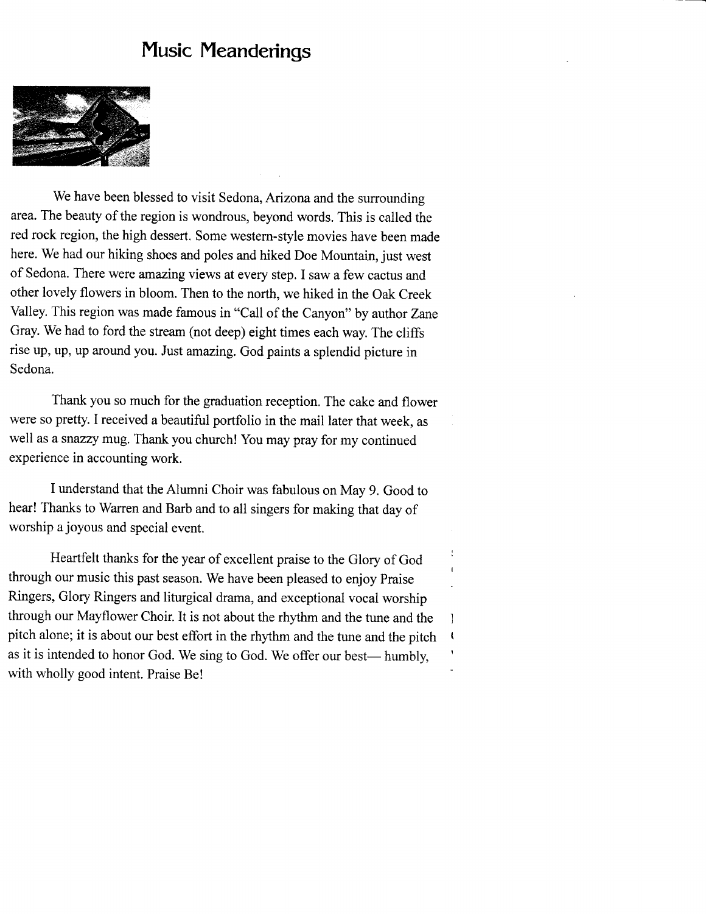# Music Meanderings

We have been blessed to visit Sedona, Arizona and the surrounding area. The beauty of the region is wondrous, beyond words. This is called the red rock region, the high dessert. Some western-style movies have been made here. We had our hiking shoes and poles and hiked Doe Mountain, just west of Sedona. There were amazing views at every step. I saw a few cactus and other lovely flowers in bloom. Then to the north, we hiked in the Oak Creek Valley. This region was made famous in "Call of the Canyon" by author Zane Gray. We had to ford the stream (not deep) eight times each way. The cliffs rise up, up, up around you. Just amazing. God paints a splendid picture in Sedona.

Thank you so much for the graduation reception. The cake and flower were so pretty. I received a beautiful portfolio in the mail later that week, as well as a snazzy mug. Thank you church! You may pray for my continued experience in accounting work.

I understand that the Alumni Choir was fabulous on May 9. Good to hear! Thanks to Warren and Barb and to all singers for making that day of worship a joyous and special event.

Heartfelt thanks for the year of excellent praise to the Glory of God through our music this past season. We have been pleased to enjoy Praise Ringers, Glory Ringers and liturgical drama, and exceptional vocal worship through our Mayflower Choir. It is not about the rhythm and the tune and the pitch alone; it is about our best effort in the rhythm and the tune and the pitch as it is intended to honor God. We sing to God. We offer our best— humbly, with wholly good intent. Praise Be!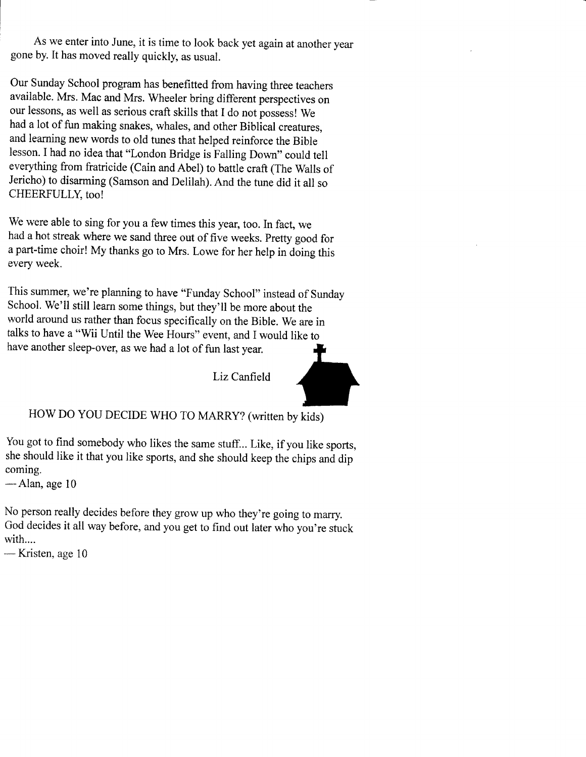As we enter into June, it is time to look back yet again at another year gone by. It has moved really quickly, as usual.

Our Sunday School program has benefitted from having three teachers available. Mrs. Mac and Mrs. Wheeler bring different perspectives on our lessons, as well as serious craft skills that I do not possess! We had a lot of fun making snakes, whales, and other Biblical creatures, and learning new words to old tunes that helped reinforce the Bible lesson. I had no idea that "London Bridge is Falling Down" could tell everything from fratricide (Cain and Abel) to battle craft (The Walls of Jericho) to disarming (Samson and Delilah). And the tune did it all so CHEERFULLY, too!

We were able to sing for you a few times this year, too. In fact, we had a hot streak where we sand three out of five weeks. Pretty good for a part-time choir! My thanks go to Mrs. Lowe for her help in doing this every week.

This summer, we're planning to have "Funday School" instead of Sunday School. We'll still learn some things, but they'll be more about the world around us rather than focus specifically on the Bible. We are in talks to have a "Wii Until the Wee Hours" event, and I would like to have another sleep-over, as we had a lot of fun last year.

Liz Canfield

## HOW DO YOU DECIDE WHO TO MARRY? (written by kids)

You got to find somebody who likes the same stuff... Like, if you like sports, she should like it that you like sports, and she should keep the chips and dip coming.
— Alan, age 10

No person really decides before they grow up who they're going to marry. God decides it all way before, and you get to find out later who you're stuck with....
— Kristen, age 10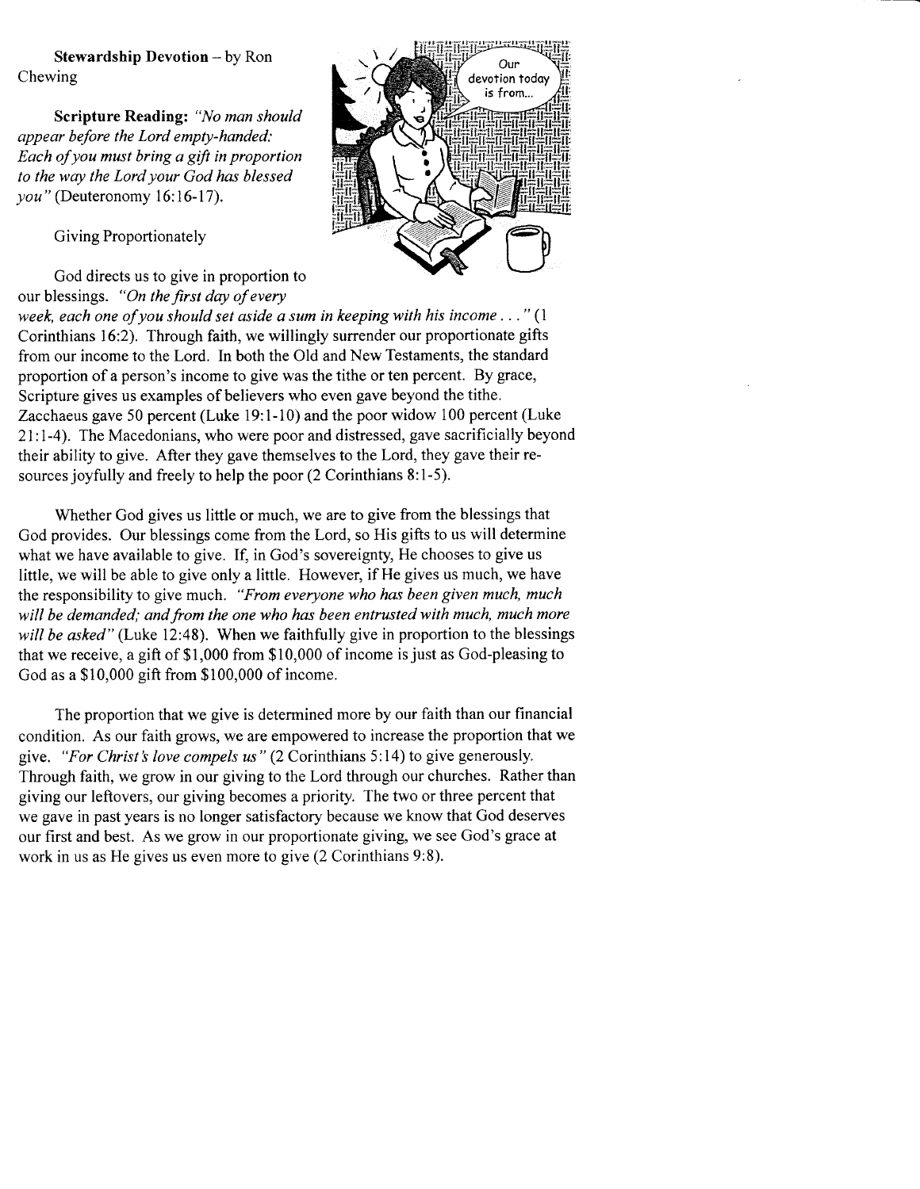**Stewardship Devotion** – by Ron Chewing

**Scripture Reading:** *"No man should appear before the Lord empty-handed: Each of you must bring a gift in proportion to the way the Lord your God has blessed you"* (Deuteronomy 16:16-17).

Giving Proportionately

God directs us to give in proportion to our blessings. *"On the first day of every week, each one of you should set aside a sum in keeping with his income . . ."* (1 Corinthians 16:2). Through faith, we willingly surrender our proportionate gifts from our income to the Lord. In both the Old and New Testaments, the standard proportion of a person's income to give was the tithe or ten percent. By grace, Scripture gives us examples of believers who even gave beyond the tithe. Zacchaeus gave 50 percent (Luke 19:1-10) and the poor widow 100 percent (Luke 21:1-4). The Macedonians, who were poor and distressed, gave sacrificially beyond their ability to give. After they gave themselves to the Lord, they gave their resources joyfully and freely to help the poor (2 Corinthians 8:1-5).

Whether God gives us little or much, we are to give from the blessings that God provides. Our blessings come from the Lord, so His gifts to us will determine what we have available to give. If, in God's sovereignty, He chooses to give us little, we will be able to give only a little. However, if He gives us much, we have the responsibility to give much. *"From everyone who has been given much, much will be demanded; and from the one who has been entrusted with much, much more will be asked"* (Luke 12:48). When we faithfully give in proportion to the blessings that we receive, a gift of $1,000 from $10,000 of income is just as God-pleasing to God as a $10,000 gift from $100,000 of income.

The proportion that we give is determined more by our faith than our financial condition. As our faith grows, we are empowered to increase the proportion that we give. *"For Christ's love compels us"* (2 Corinthians 5:14) to give generously. Through faith, we grow in our giving to the Lord through our churches. Rather than giving our leftovers, our giving becomes a priority. The two or three percent that we gave in past years is no longer satisfactory because we know that God deserves our first and best. As we grow in our proportionate giving, we see God's grace at work in us as He gives us even more to give (2 Corinthians 9:8).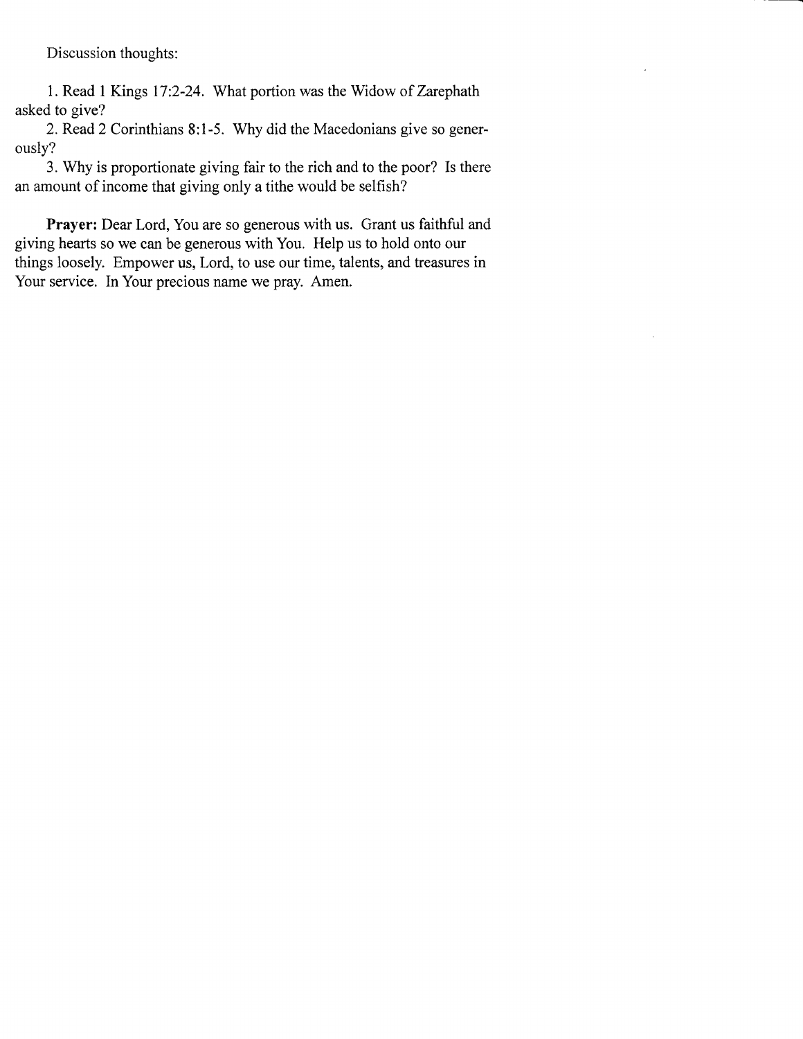Discussion thoughts:

1. Read 1 Kings 17:2-24. What portion was the Widow of Zarephath asked to give?
2. Read 2 Corinthians 8:1-5. Why did the Macedonians give so generously?
3. Why is proportionate giving fair to the rich and to the poor? Is there an amount of income that giving only a tithe would be selfish?

**Prayer:** Dear Lord, You are so generous with us. Grant us faithful and giving hearts so we can be generous with You. Help us to hold onto our things loosely. Empower us, Lord, to use our time, talents, and treasures in Your service. In Your precious name we pray. Amen.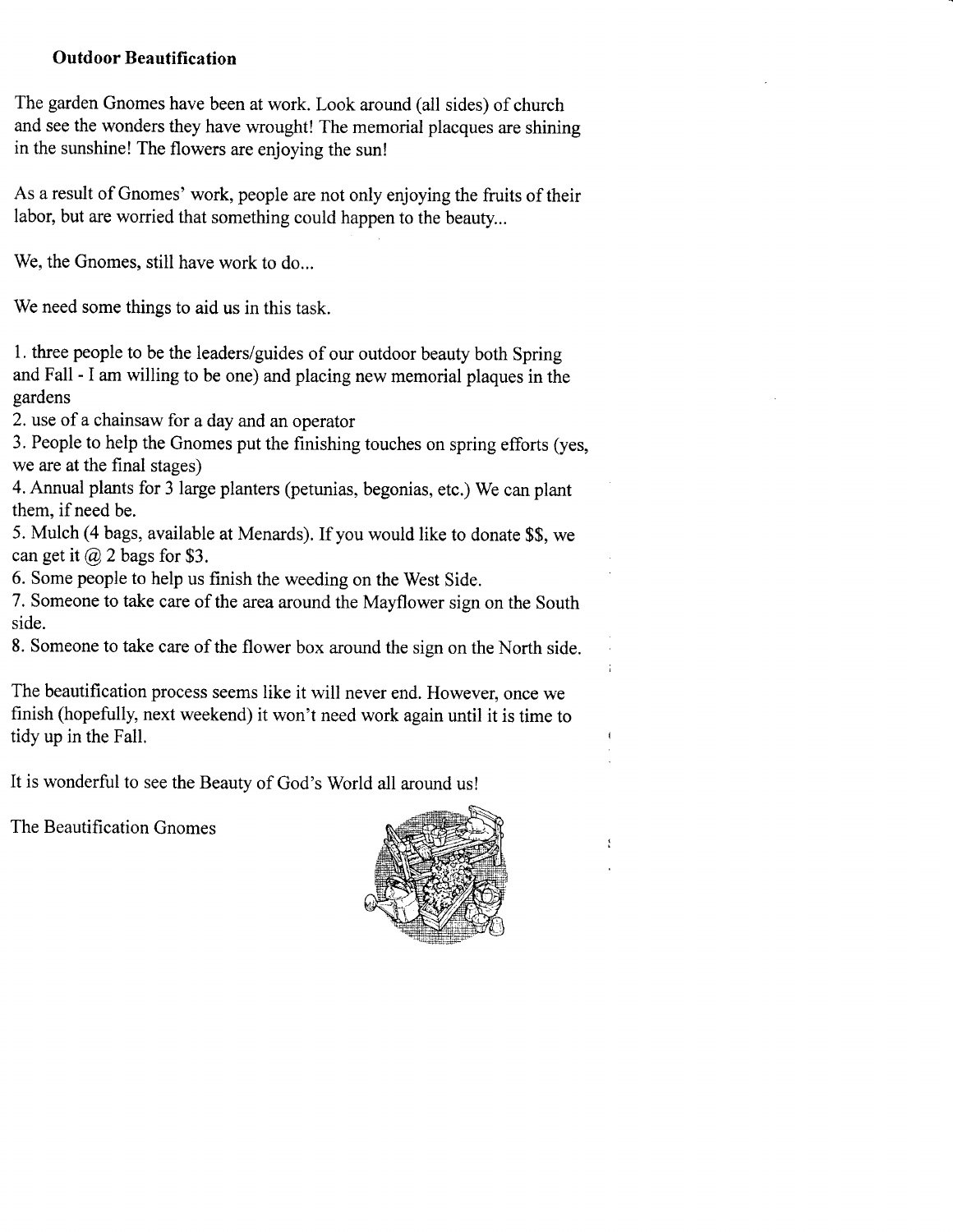**Outdoor Beautification**

The garden Gnomes have been at work. Look around (all sides) of church and see the wonders they have wrought! The memorial placques are shining in the sunshine! The flowers are enjoying the sun!

As a result of Gnomes' work, people are not only enjoying the fruits of their labor, but are worried that something could happen to the beauty...

We, the Gnomes, still have work to do...

We need some things to aid us in this task.

1. three people to be the leaders/guides of our outdoor beauty both Spring and Fall - I am willing to be one) and placing new memorial plaques in the gardens
2. use of a chainsaw for a day and an operator
3. People to help the Gnomes put the finishing touches on spring efforts (yes, we are at the final stages)
4. Annual plants for 3 large planters (petunias, begonias, etc.) We can plant them, if need be.
5. Mulch (4 bags, available at Menards). If you would like to donate $$, we can get it @ 2 bags for $3.
6. Some people to help us finish the weeding on the West Side.
7. Someone to take care of the area around the Mayflower sign on the South side.
8. Someone to take care of the flower box around the sign on the North side.

The beautification process seems like it will never end. However, once we finish (hopefully, next weekend) it won't need work again until it is time to tidy up in the Fall.

It is wonderful to see the Beauty of God's World all around us!

The Beautification Gnomes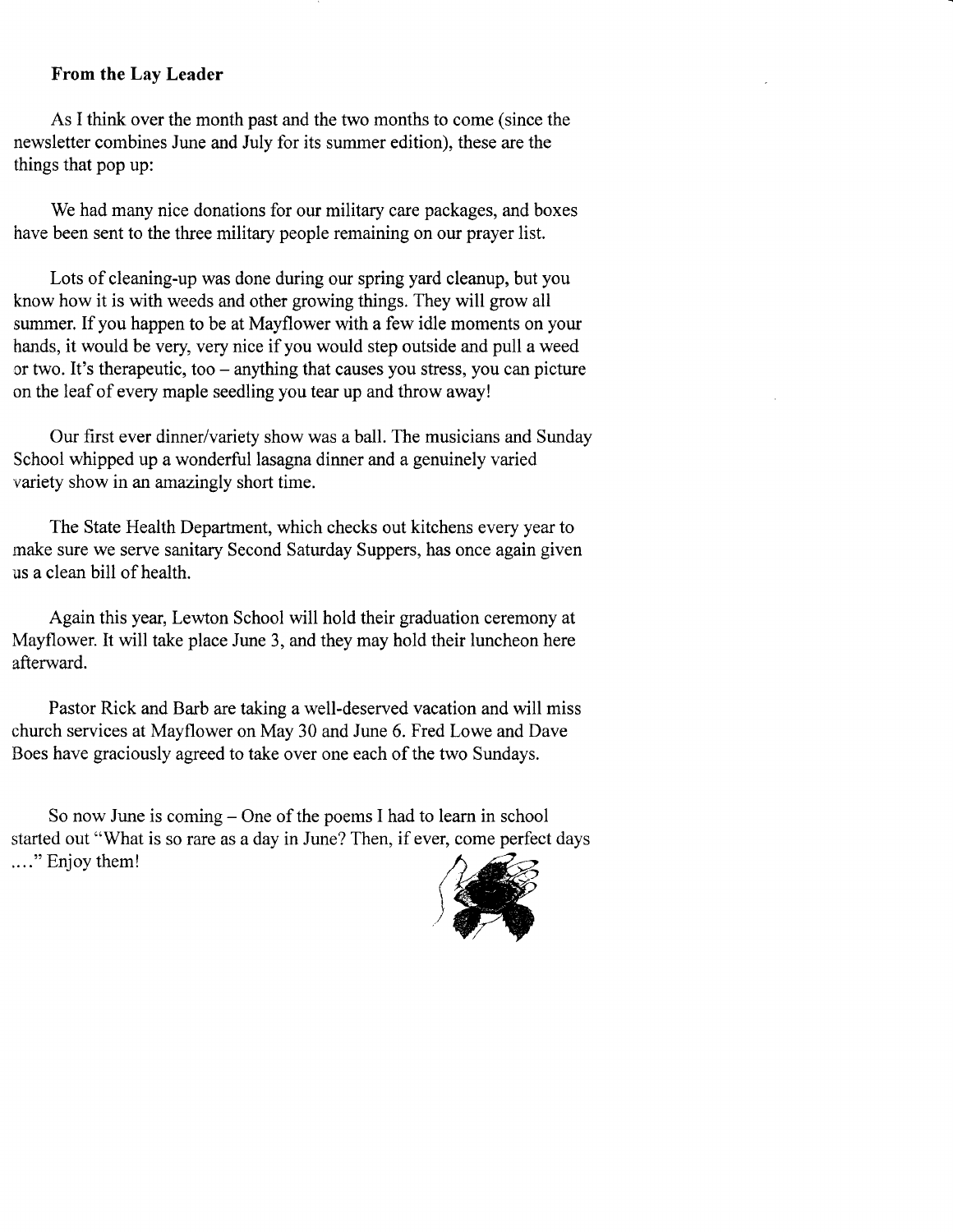**From the Lay Leader**

As I think over the month past and the two months to come (since the newsletter combines June and July for its summer edition), these are the things that pop up:

We had many nice donations for our military care packages, and boxes have been sent to the three military people remaining on our prayer list.

Lots of cleaning-up was done during our spring yard cleanup, but you know how it is with weeds and other growing things. They will grow all summer. If you happen to be at Mayflower with a few idle moments on your hands, it would be very, very nice if you would step outside and pull a weed or two. It's therapeutic, too – anything that causes you stress, you can picture on the leaf of every maple seedling you tear up and throw away!

Our first ever dinner/variety show was a ball. The musicians and Sunday School whipped up a wonderful lasagna dinner and a genuinely varied variety show in an amazingly short time.

The State Health Department, which checks out kitchens every year to make sure we serve sanitary Second Saturday Suppers, has once again given us a clean bill of health.

Again this year, Lewton School will hold their graduation ceremony at Mayflower. It will take place June 3, and they may hold their luncheon here afterward.

Pastor Rick and Barb are taking a well-deserved vacation and will miss church services at Mayflower on May 30 and June 6. Fred Lowe and Dave Boes have graciously agreed to take over one each of the two Sundays.

So now June is coming – One of the poems I had to learn in school started out "What is so rare as a day in June? Then, if ever, come perfect days ...." Enjoy them!